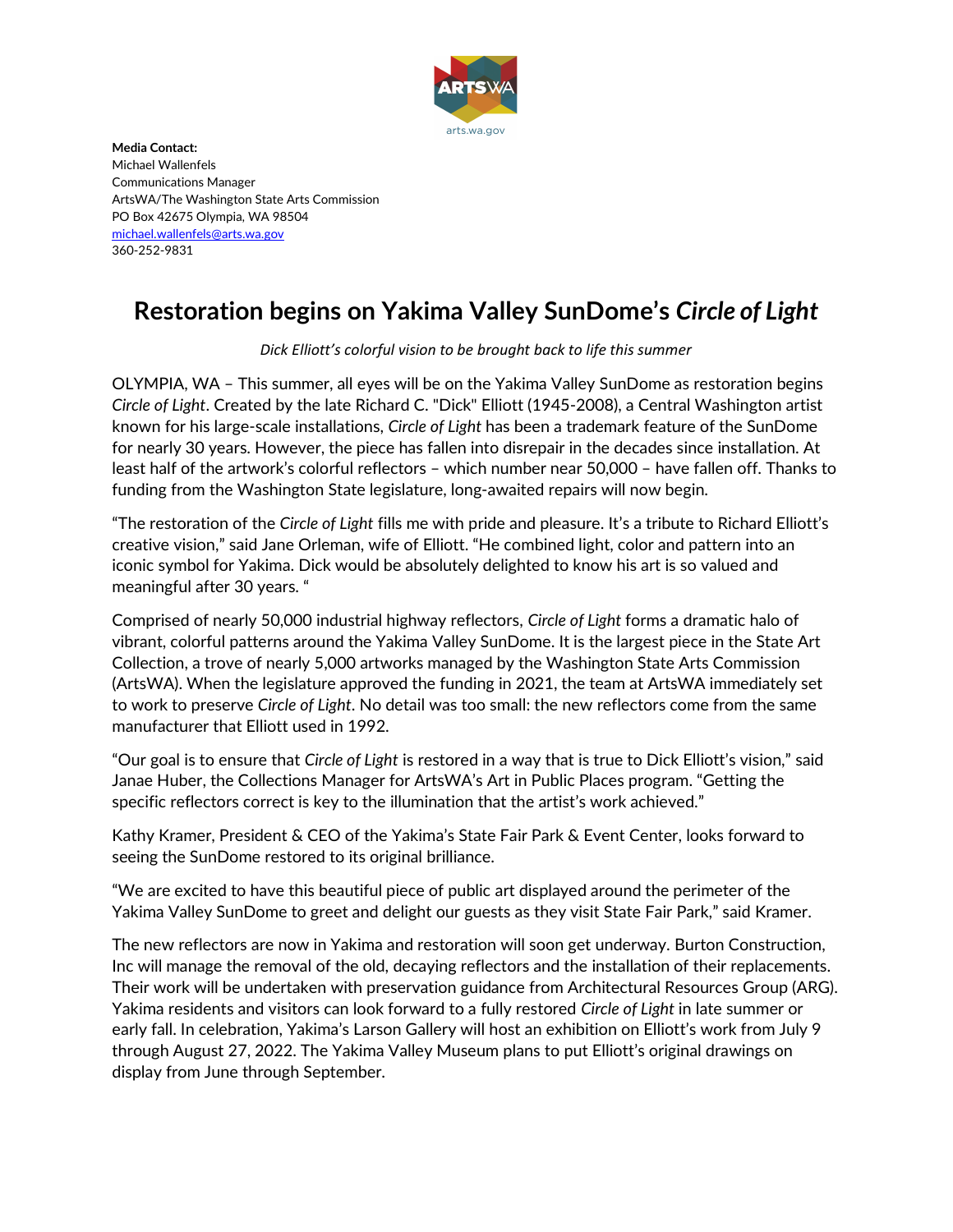**Media Contact:**
Michael Wallenfels
Communications Manager
ArtsWA/The Washington State Arts Commission
PO Box 42675 Olympia, WA 98504
michael.wallenfels@arts.wa.gov
360-252-9831

# Restoration begins on Yakima Valley SunDome's *Circle of Light*

*Dick Elliott's colorful vision to be brought back to life this summer*

OLYMPIA, WA – This summer, all eyes will be on the Yakima Valley SunDome as restoration begins *Circle of Light*. Created by the late Richard C. "Dick" Elliott (1945-2008), a Central Washington artist known for his large-scale installations, *Circle of Light* has been a trademark feature of the SunDome for nearly 30 years. However, the piece has fallen into disrepair in the decades since installation. At least half of the artwork's colorful reflectors – which number near 50,000 – have fallen off. Thanks to funding from the Washington State legislature, long-awaited repairs will now begin.

"The restoration of the *Circle of Light* fills me with pride and pleasure. It's a tribute to Richard Elliott's creative vision," said Jane Orleman, wife of Elliott. "He combined light, color and pattern into an iconic symbol for Yakima. Dick would be absolutely delighted to know his art is so valued and meaningful after 30 years. "

Comprised of nearly 50,000 industrial highway reflectors, *Circle of Light* forms a dramatic halo of vibrant, colorful patterns around the Yakima Valley SunDome. It is the largest piece in the State Art Collection, a trove of nearly 5,000 artworks managed by the Washington State Arts Commission (ArtsWA). When the legislature approved the funding in 2021, the team at ArtsWA immediately set to work to preserve *Circle of Light*. No detail was too small: the new reflectors come from the same manufacturer that Elliott used in 1992.

"Our goal is to ensure that *Circle of Light* is restored in a way that is true to Dick Elliott's vision," said Janae Huber, the Collections Manager for ArtsWA's Art in Public Places program. "Getting the specific reflectors correct is key to the illumination that the artist's work achieved."

Kathy Kramer, President & CEO of the Yakima's State Fair Park & Event Center, looks forward to seeing the SunDome restored to its original brilliance.

"We are excited to have this beautiful piece of public art displayed around the perimeter of the Yakima Valley SunDome to greet and delight our guests as they visit State Fair Park," said Kramer.

The new reflectors are now in Yakima and restoration will soon get underway. Burton Construction, Inc will manage the removal of the old, decaying reflectors and the installation of their replacements. Their work will be undertaken with preservation guidance from Architectural Resources Group (ARG). Yakima residents and visitors can look forward to a fully restored *Circle of Light* in late summer or early fall. In celebration, Yakima's Larson Gallery will host an exhibition on Elliott's work from July 9 through August 27, 2022. The Yakima Valley Museum plans to put Elliott's original drawings on display from June through September.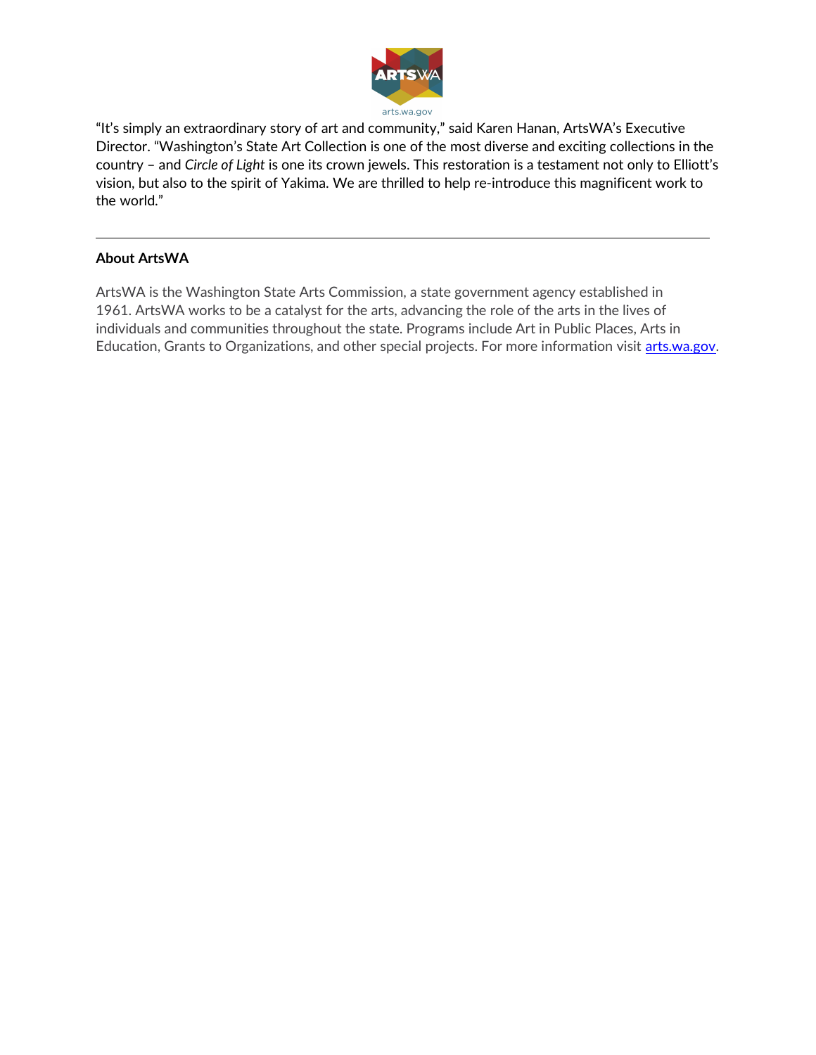"It's simply an extraordinary story of art and community," said Karen Hanan, ArtsWA's Executive Director. "Washington's State Art Collection is one of the most diverse and exciting collections in the country – and *Circle of Light* is one its crown jewels. This restoration is a testament not only to Elliott's vision, but also to the spirit of Yakima. We are thrilled to help re-introduce this magnificent work to the world."

---

**About ArtsWA**

ArtsWA is the Washington State Arts Commission, a state government agency established in 1961. ArtsWA works to be a catalyst for the arts, advancing the role of the arts in the lives of individuals and communities throughout the state. Programs include Art in Public Places, Arts in Education, Grants to Organizations, and other special projects. For more information visit [arts.wa.gov](arts.wa.gov).